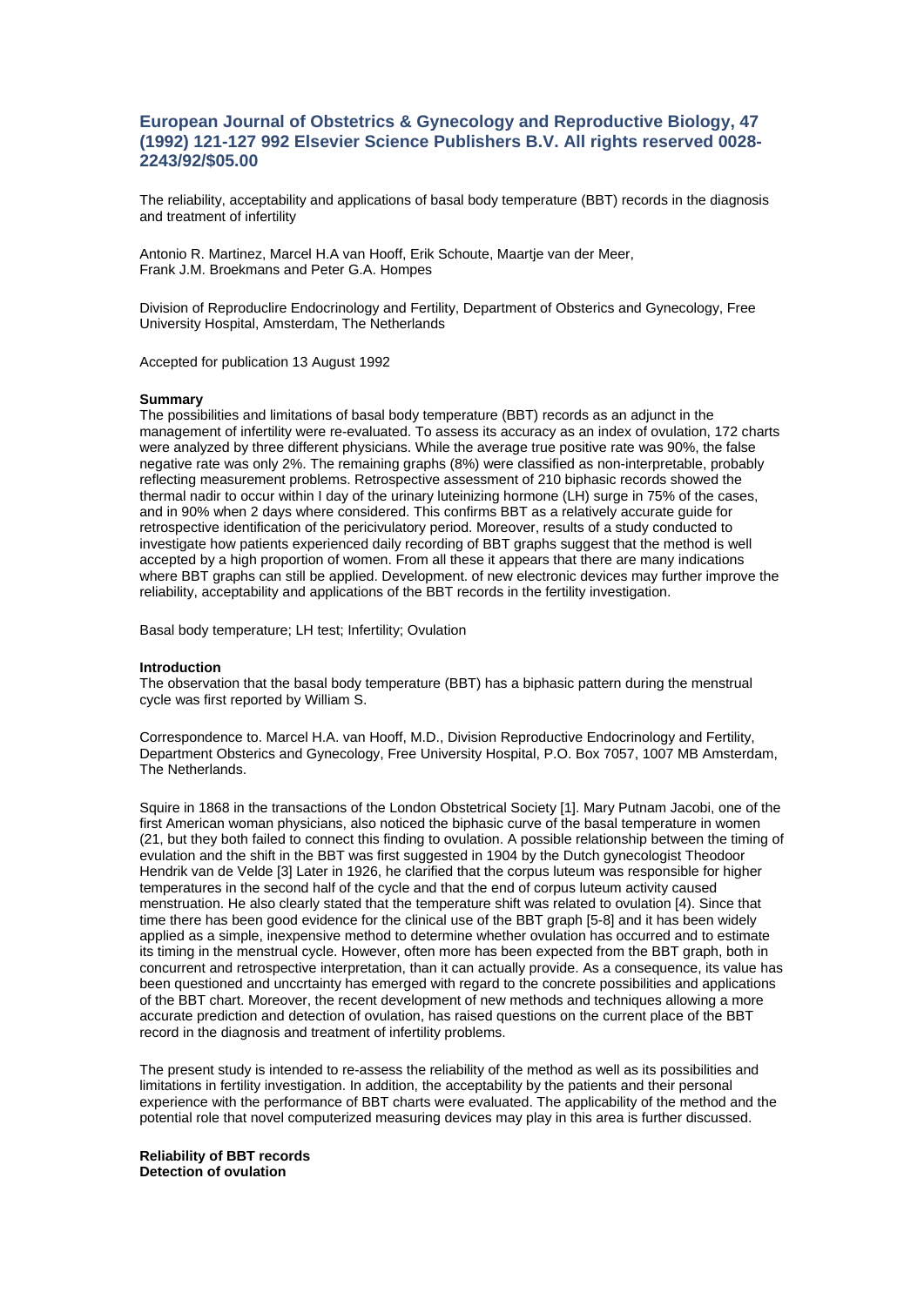## European Journal of Obstetrics & Gynecology and Reproductive Biology, 47 (1992) 121-127 992 Elsevier Science Publishers B.V. All rights reserved 0028-2243/92/$05.00

The reliability, acceptability and applications of basal body temperature (BBT) records in the diagnosis and treatment of infertility

Antonio R. Martinez, Marcel H.A van Hooff, Erik Schoute, Maartje van der Meer, Frank J.M. Broekmans and Peter G.A. Hompes

Division of Reproduclire Endocrinology and Fertility, Department of Obsterics and Gynecology, Free University Hospital, Amsterdam, The Netherlands

Accepted for publication 13 August 1992

**Summary**
The possibilities and limitations of basal body temperature (BBT) records as an adjunct in the management of infertility were re-evaluated. To assess its accuracy as an index of ovulation, 172 charts were analyzed by three different physicians. While the average true positive rate was 90%, the false negative rate was only 2%. The remaining graphs (8%) were classified as non-interpretable, probably reflecting measurement problems. Retrospective assessment of 210 biphasic records showed the thermal nadir to occur within I day of the urinary luteinizing hormone (LH) surge in 75% of the cases, and in 90% when 2 days where considered. This confirms BBT as a relatively accurate guide for retrospective identification of the pericivulatory period. Moreover, results of a study conducted to investigate how patients experienced daily recording of BBT graphs suggest that the method is well accepted by a high proportion of women. From all these it appears that there are many indications where BBT graphs can still be applied. Development. of new electronic devices may further improve the reliability, acceptability and applications of the BBT records in the fertility investigation.

Basal body temperature; LH test; Infertility; Ovulation

**Introduction**
The observation that the basal body temperature (BBT) has a biphasic pattern during the menstrual cycle was first reported by William S.

Correspondence to. Marcel H.A. van Hooff, M.D., Division Reproductive Endocrinology and Fertility, Department Obstetrics and Gynecology, Free University Hospital, P.O. Box 7057, 1007 MB Amsterdam, The Netherlands.

Squire in 1868 in the transactions of the London Obstetrical Society [1]. Mary Putnam Jacobi, one of the first American woman physicians, also noticed the biphasic curve of the basal temperature in women (21, but they both failed to connect this finding to ovulation. A possible relationship between the timing of evulation and the shift in the BBT was first suggested in 1904 by the Dutch gynecologist Theodoor Hendrik van de Velde [3] Later in 1926, he clarified that the corpus luteum was responsible for higher temperatures in the second half of the cycle and that the end of corpus luteum activity caused menstruation. He also clearly stated that the temperature shift was related to ovulation [4). Since that time there has been good evidence for the clinical use of the BBT graph [5-8] and it has been widely applied as a simple, inexpensive method to determine whether ovulation has occurred and to estimate its timing in the menstrual cycle. However, often more has been expected from the BBT graph, both in concurrent and retrospective interpretation, than it can actually provide. As a consequence, its value has been questioned and unccrtainty has emerged with regard to the concrete possibilities and applications of the BBT chart. Moreover, the recent development of new methods and techniques allowing a more accurate prediction and detection of ovulation, has raised questions on the current place of the BBT record in the diagnosis and treatment of infertility problems.

The present study is intended to re-assess the reliability of the method as well as its possibilities and limitations in fertility investigation. In addition, the acceptability by the patients and their personal experience with the performance of BBT charts were evaluated. The applicability of the method and the potential role that novel computerized measuring devices may play in this area is further discussed.

**Reliability of BBT records**
**Detection of ovulation**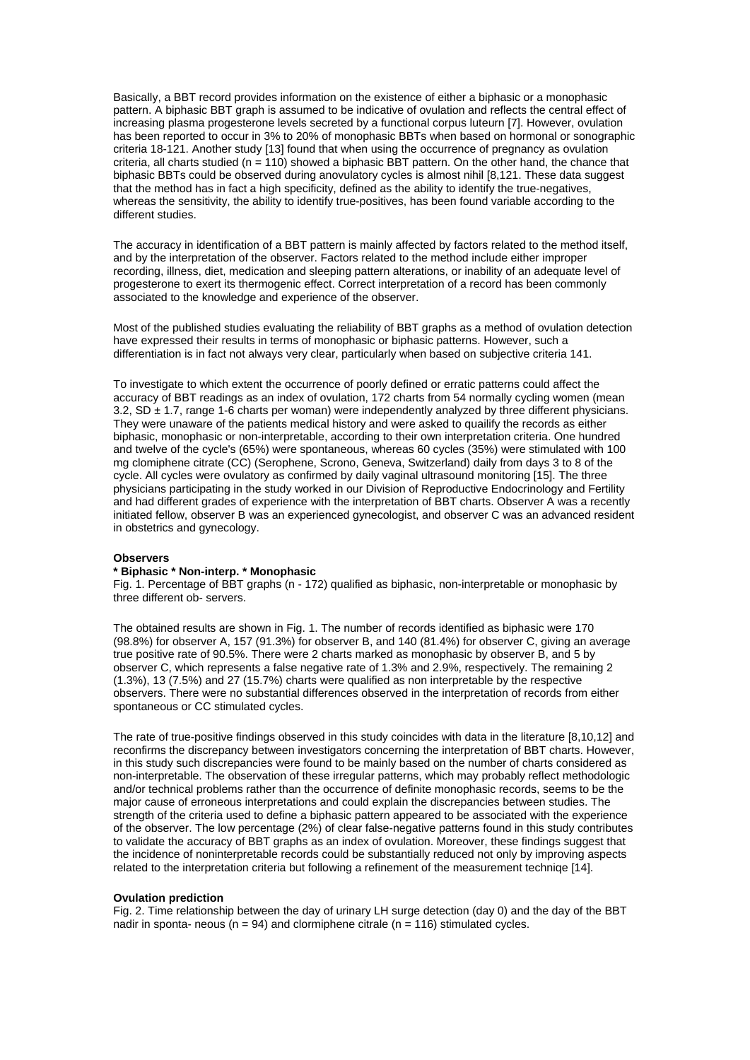Basically, a BBT record provides information on the existence of either a biphasic or a monophasic pattern. A biphasic BBT graph is assumed to be indicative of ovulation and reflects the central effect of increasing plasma progesterone levels secreted by a functional corpus luteurn [7]. However, ovulation has been reported to occur in 3% to 20% of monophasic BBTs when based on hormonal or sonographic criteria 18-121. Another study [13] found that when using the occurrence of pregnancy as ovulation criteria, all charts studied (n = 110) showed a biphasic BBT pattern. On the other hand, the chance that biphasic BBTs could be observed during anovulatory cycles is almost nihil [8,121. These data suggest that the method has in fact a high specificity, defined as the ability to identify the true-negatives, whereas the sensitivity, the ability to identify true-positives, has been found variable according to the different studies.

The accuracy in identification of a BBT pattern is mainly affected by factors related to the method itself, and by the interpretation of the observer. Factors related to the method include either improper recording, illness, diet, medication and sleeping pattern alterations, or inability of an adequate level of progesterone to exert its thermogenic effect. Correct interpretation of a record has been commonly associated to the knowledge and experience of the observer.

Most of the published studies evaluating the reliability of BBT graphs as a method of ovulation detection have expressed their results in terms of monophasic or biphasic patterns. However, such a differentiation is in fact not always very clear, particularly when based on subjective criteria 141.

To investigate to which extent the occurrence of poorly defined or erratic patterns could affect the accuracy of BBT readings as an index of ovulation, 172 charts from 54 normally cycling women (mean 3.2, SD ± 1.7, range 1-6 charts per woman) were independently analyzed by three different physicians. They were unaware of the patients medical history and were asked to quailify the records as either biphasic, monophasic or non-interpretable, according to their own interpretation criteria. One hundred and twelve of the cycle's (65%) were spontaneous, whereas 60 cycles (35%) were stimulated with 100 mg clomiphene citrate (CC) (Serophene, Scrono, Geneva, Switzerland) daily from days 3 to 8 of the cycle. All cycles were ovulatory as confirmed by daily vaginal ultrasound monitoring [15]. The three physicians participating in the study worked in our Division of Reproductive Endocrinology and Fertility and had different grades of experience with the interpretation of BBT charts. Observer A was a recently initiated fellow, observer B was an experienced gynecologist, and observer C was an advanced resident in obstetrics and gynecology.

**Observers**

**\* Biphasic \* Non-interp. \* Monophasic**

Fig. 1. Percentage of BBT graphs (n - 172) qualified as biphasic, non-interpretable or monophasic by three different ob- servers.

The obtained results are shown in Fig. 1. The number of records identified as biphasic were 170 (98.8%) for observer A, 157 (91.3%) for observer B, and 140 (81.4%) for observer C, giving an average true positive rate of 90.5%. There were 2 charts marked as monophasic by observer B, and 5 by observer C, which represents a false negative rate of 1.3% and 2.9%, respectively. The remaining 2 (1.3%), 13 (7.5%) and 27 (15.7%) charts were qualified as non interpretable by the respective observers. There were no substantial differences observed in the interpretation of records from either spontaneous or CC stimulated cycles.

The rate of true-positive findings observed in this study coincides with data in the literature [8,10,12] and reconfirms the discrepancy between investigators concerning the interpretation of BBT charts. However, in this study such discrepancies were found to be mainly based on the number of charts considered as non-interpretable. The observation of these irregular patterns, which may probably reflect methodologic and/or technical problems rather than the occurrence of definite monophasic records, seems to be the major cause of erroneous interpretations and could explain the discrepancies between studies. The strength of the criteria used to define a biphasic pattern appeared to be associated with the experience of the observer. The low percentage (2%) of clear false-negative patterns found in this study contributes to validate the accuracy of BBT graphs as an index of ovulation. Moreover, these findings suggest that the incidence of noninterpretable records could be substantially reduced not only by improving aspects related to the interpretation criteria but following a refinement of the measurement techniqe [14].

**Ovulation prediction**

Fig. 2. Time relationship between the day of urinary LH surge detection (day 0) and the day of the BBT nadir in sponta- neous (n = 94) and clormiphene citrale (n = 116) stimulated cycles.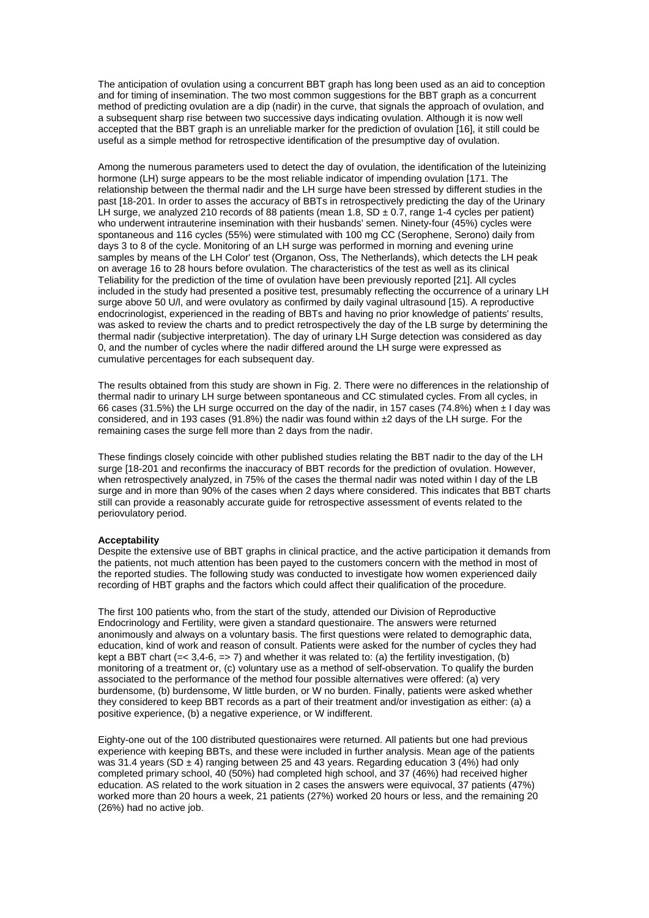The anticipation of ovulation using a concurrent BBT graph has long been used as an aid to conception and for timing of insemination. The two most common suggestions for the BBT graph as a concurrent method of predicting ovulation are a dip (nadir) in the curve, that signals the approach of ovulation, and a subsequent sharp rise between two successive days indicating ovulation. Although it is now well accepted that the BBT graph is an unreliable marker for the prediction of ovulation [16], it still could be useful as a simple method for retrospective identification of the presumptive day of ovulation.

Among the numerous parameters used to detect the day of ovulation, the identification of the luteinizing hormone (LH) surge appears to be the most reliable indicator of impending ovulation [171. The relationship between the thermal nadir and the LH surge have been stressed by different studies in the past [18-201. In order to asses the accuracy of BBTs in retrospectively predicting the day of the Urinary LH surge, we analyzed 210 records of 88 patients (mean 1.8, SD ± 0.7, range 1-4 cycles per patient) who underwent intrauterine insemination with their husbands' semen. Ninety-four (45%) cycles were spontaneous and 116 cycles (55%) were stimulated with 100 mg CC (Serophene, Serono) daily from days 3 to 8 of the cycle. Monitoring of an LH surge was performed in morning and evening urine samples by means of the LH Color' test (Organon, Oss, The Netherlands), which detects the LH peak on average 16 to 28 hours before ovulation. The characteristics of the test as well as its clinical Teliability for the prediction of the time of ovulation have been previously reported [21]. All cycles included in the study had presented a positive test, presumably reflecting the occurrence of a urinary LH surge above 50 U/l, and were ovulatory as confirmed by daily vaginal ultrasound [15). A reproductive endocrinologist, experienced in the reading of BBTs and having no prior knowledge of patients' results, was asked to review the charts and to predict retrospectively the day of the LB surge by determining the thermal nadir (subjective interpretation). The day of urinary LH Surge detection was considered as day 0, and the number of cycles where the nadir differed around the LH surge were expressed as cumulative percentages for each subsequent day.

The results obtained from this study are shown in Fig. 2. There were no differences in the relationship of thermal nadir to urinary LH surge between spontaneous and CC stimulated cycles. From all cycles, in 66 cases (31.5%) the LH surge occurred on the day of the nadir, in 157 cases (74.8%) when ± I day was considered, and in 193 cases (91.8%) the nadir was found within ±2 days of the LH surge. For the remaining cases the surge fell more than 2 days from the nadir.

These findings closely coincide with other published studies relating the BBT nadir to the day of the LH surge [18-201 and reconfirms the inaccuracy of BBT records for the prediction of ovulation. However, when retrospectively analized, in 75% of the cases the thermal nadir was noted within I day of the LB surge and in more than 90% of the cases when 2 days where considered. This indicates that BBT charts still can provide a reasonably accurate guide for retrospective assessment of events related to the periovulatory period.

**Acceptability**

Despite the extensive use of BBT graphs in clinical practice, and the active participation it demands from the patients, not much attention has been payed to the customers concern with the method in most of the reported studies. The following study was conducted to investigate how women experienced daily recording of HBT graphs and the factors which could affect their qualification of the procedure.

The first 100 patients who, from the start of the study, attended our Division of Reproductive Endocrinology and Fertility, were given a standard questionnaire. The answers were returned anonimously and always on a voluntary basis. The first questions were related to demographic data, education, kind of work and reason of consult. Patients were asked for the number of cycles they had kept a BBT chart (=< 3,4-6, => 7) and whether it was related to: (a) the fertility investigation, (b) monitoring of a treatment or, (c) voluntary use as a method of self-observation. To qualify the burden associated to the performance of the method four possible alternatives were offered: (a) very burdensome, (b) burdensome, W little burden, or W no burden. Finally, patients were asked whether they considered to keep BBT records as a part of their treatment and/or investigation as either: (a) a positive experience, (b) a negative experience, or W indifferent.

Eighty-one out of the 100 distributed questionaires were returned. All patients but one had previous experience with keeping BBTs, and these were included in further analysis. Mean age of the patients was 31.4 years (SD ± 4) ranging between 25 and 43 years. Regarding education 3 (4%) had only completed primary school, 40 (50%) had completed high school, and 37 (46%) had received higher education. AS related to the work situation in 2 cases the answers were equivocal, 37 patients (47%) worked more than 20 hours a week, 21 patients (27%) worked 20 hours or less, and the remaining 20 (26%) had no active job.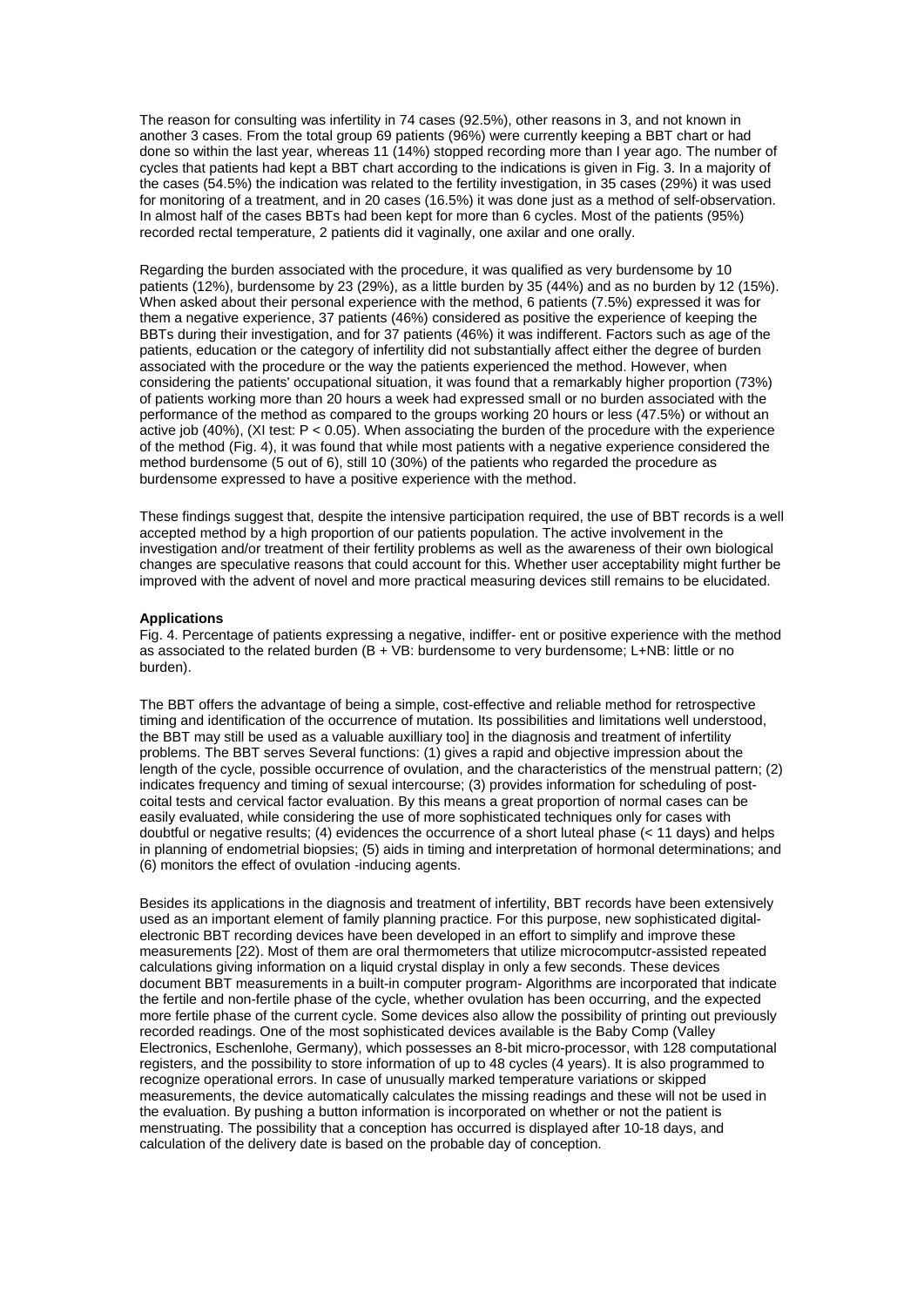The reason for consulting was infertility in 74 cases (92.5%), other reasons in 3, and not known in another 3 cases. From the total group 69 patients (96%) were currently keeping a BBT chart or had done so within the last year, whereas 11 (14%) stopped recording more than I year ago. The number of cycles that patients had kept a BBT chart according to the indications is given in Fig. 3. In a majority of the cases (54.5%) the indication was related to the fertility investigation, in 35 cases (29%) it was used for monitoring of a treatment, and in 20 cases (16.5%) it was done just as a method of self-observation. In almost half of the cases BBTs had been kept for more than 6 cycles. Most of the patients (95%) recorded rectal temperature, 2 patients did it vaginally, one axilar and one orally.

Regarding the burden associated with the procedure, it was qualified as very burdensome by 10 patients (12%), burdensome by 23 (29%), as a little burden by 35 (44%) and as no burden by 12 (15%). When asked about their personal experience with the method, 6 patients (7.5%) expressed it was for them a negative experience, 37 patients (46%) considered as positive the experience of keeping the BBTs during their investigation, and for 37 patients (46%) it was indifferent. Factors such as age of the patients, education or the category of infertility did not substantially affect either the degree of burden associated with the procedure or the way the patients experienced the method. However, when considering the patients' occupational situation, it was found that a remarkably higher proportion (73%) of patients working more than 20 hours a week had expressed small or no burden associated with the performance of the method as compared to the groups working 20 hours or less (47.5%) or without an active job (40%), (XI test: $P < 0.05$). When associating the burden of the procedure with the experience of the method (Fig. 4), it was found that while most patients with a negative experience considered the method burdensome (5 out of 6), still 10 (30%) of the patients who regarded the procedure as burdensome expressed to have a positive experience with the method.

These findings suggest that, despite the intensive participation required, the use of BBT records is a well accepted method by a high proportion of our patients population. The active involvement in the investigation and/or treatment of their fertility problems as well as the awareness of their own biological changes are speculative reasons that could account for this. Whether user acceptability might further be improved with the advent of novel and more practical measuring devices still remains to be elucidated.

**Applications**

Fig. 4. Percentage of patients expressing a negative, indiffer- ent or positive experience with the method as associated to the related burden (B + VB: burdensome to very burdensome; L+NB: little or no burden).

The BBT offers the advantage of being a simple, cost-effective and reliable method for retrospective timing and identification of the occurrence of mutation. Its possibilities and limitations well understood, the BBT may still be used as a valuable auxilliary too] in the diagnosis and treatment of infertility problems. The BBT serves Several functions: (1) gives a rapid and objective impression about the length of the cycle, possible occurrence of ovulation, and the characteristics of the menstrual pattern; (2) indicates frequency and timing of sexual intercourse; (3) provides information for scheduling of post-coital tests and cervical factor evaluation. By this means a great proportion of normal cases can be easily evaluated, while considering the use of more sophisticated techniques only for cases with doubtful or negative results; (4) evidences the occurrence of a short luteal phase (< 11 days) and helps in planning of endometrial biopsies; (5) aids in timing and interpretation of hormonal determinations; and (6) monitors the effect of ovulation -inducing agents.

Besides its applications in the diagnosis and treatment of infertility, BBT records have been extensively used as an important element of family planning practice. For this purpose, new sophisticated digital-electronic BBT recording devices have been developed in an effort to simplify and improve these measurements [22]. Most of them are oral thermometers that utilize microcomputcr-assisted repeated calculations giving information on a liquid crystal display in only a few seconds. These devices document BBT measurements in a built-in computer program- Algorithms are incorporated that indicate the fertile and non-fertile phase of the cycle, whether ovulation has been occurring, and the expected more fertile phase of the current cycle. Some devices also allow the possibility of printing out previously recorded readings. One of the most sophisticated devices available is the Baby Comp (Valley Electronics, Eschenlohe, Germany), which possesses an 8-bit micro-processor, with 128 computational registers, and the possibility to store information of up to 48 cycles (4 years). It is also programmed to recognize operational errors. In case of unusually marked temperature variations or skipped measurements, the device automatically calculates the missing readings and these will not be used in the evaluation. By pushing a button information is incorporated on whether or not the patient is menstruating. The possibility that a conception has occurred is displayed after 10-18 days, and calculation of the delivery date is based on the probable day of conception.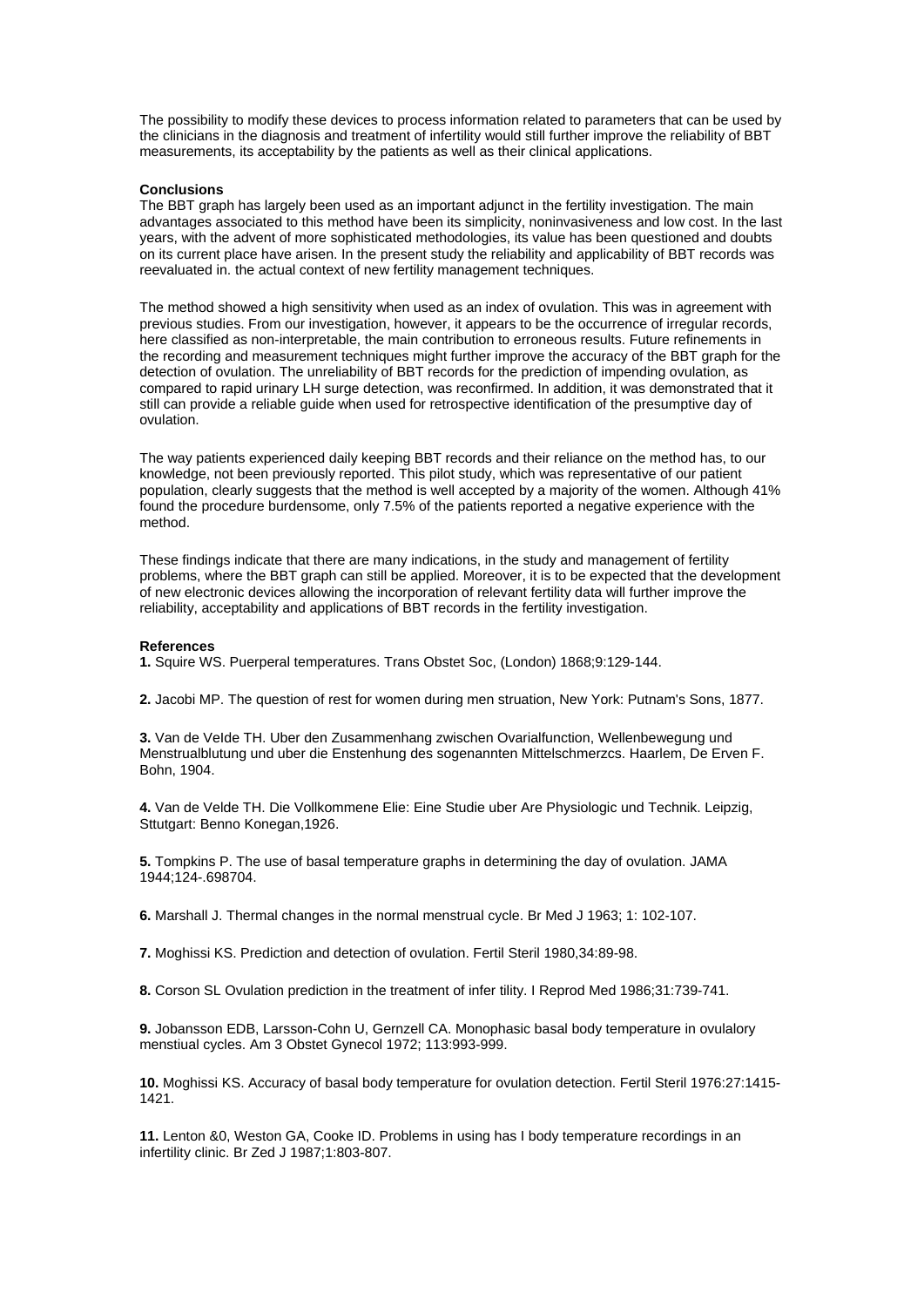The possibility to modify these devices to process information related to parameters that can be used by the clinicians in the diagnosis and treatment of infertility would still further improve the reliability of BBT measurements, its acceptability by the patients as well as their clinical applications.

**Conclusions**

The BBT graph has largely been used as an important adjunct in the fertility investigation. The main advantages associated to this method have been its simplicity, noninvasiveness and low cost. In the last years, with the advent of more sophisticated methodologies, its value has been questioned and doubts on its current place have arisen. In the present study the reliability and applicability of BBT records was reevaluated in. the actual context of new fertility management techniques.

The method showed a high sensitivity when used as an index of ovulation. This was in agreement with previous studies. From our investigation, however, it appears to be the occurrence of irregular records, here classified as non-interpretable, the main contribution to erroneous results. Future refinements in the recording and measurement techniques might further improve the accuracy of the BBT graph for the detection of ovulation. The unreliability of BBT records for the prediction of impending ovulation, as compared to rapid urinary LH surge detection, was reconfirmed. In addition, it was demonstrated that it still can provide a reliable guide when used for retrospective identification of the presumptive day of ovulation.

The way patients experienced daily keeping BBT records and their reliance on the method has, to our knowledge, not been previously reported. This pilot study, which was representative of our patient population, clearly suggests that the method is well accepted by a majority of the women. Although 41% found the procedure burdensome, only 7.5% of the patients reported a negative experience with the method.

These findings indicate that there are many indications, in the study and management of fertility problems, where the BBT graph can still be applied. Moreover, it is to be expected that the development of new electronic devices allowing the incorporation of relevant fertility data will further improve the reliability, acceptability and applications of BBT records in the fertility investigation.

**References**

**1.** Squire WS. Puerperal temperatures. Trans Obstet Soc, (London) 1868;9:129-144.

**2.** Jacobi MP. The question of rest for women during men struation, New York: Putnam's Sons, 1877.

**3.** Van de VeIde TH. Uber den Zusammenhang zwischen Ovarialfunction, Wellenbewegung und Menstrualblutung und uber die Enstenhung des sogenannten Mittelschmerzcs. Haarlem, De Erven F. Bohn, 1904.

**4.** Van de Velde TH. Die Vollkommene Elie: Eine Studie uber Are Physiologic und Technik. Leipzig, Sttutgart: Benno Konegan,1926.

**5.** Tompkins P. The use of basal temperature graphs in determining the day of ovulation. JAMA 1944;124-.698704.

**6.** Marshall J. Thermal changes in the normal menstrual cycle. Br Med J 1963; 1: 102-107.

**7.** Moghissi KS. Prediction and detection of ovulation. Fertil Steril 1980,34:89-98.

**8.** Corson SL Ovulation prediction in the treatment of infer tility. I Reprod Med 1986;31:739-741.

**9.** Jobansson EDB, Larsson-Cohn U, Gernzell CA. Monophasic basal body temperature in ovulalory menstiual cycles. Am 3 Obstet Gynecol 1972; 113:993-999.

**10.** Moghissi KS. Accuracy of basal body temperature for ovulation detection. Fertil Steril 1976:27:1415-1421.

**11.** Lenton &0, Weston GA, Cooke ID. Problems in using has I body temperature recordings in an infertility clinic. Br Zed J 1987;1:803-807.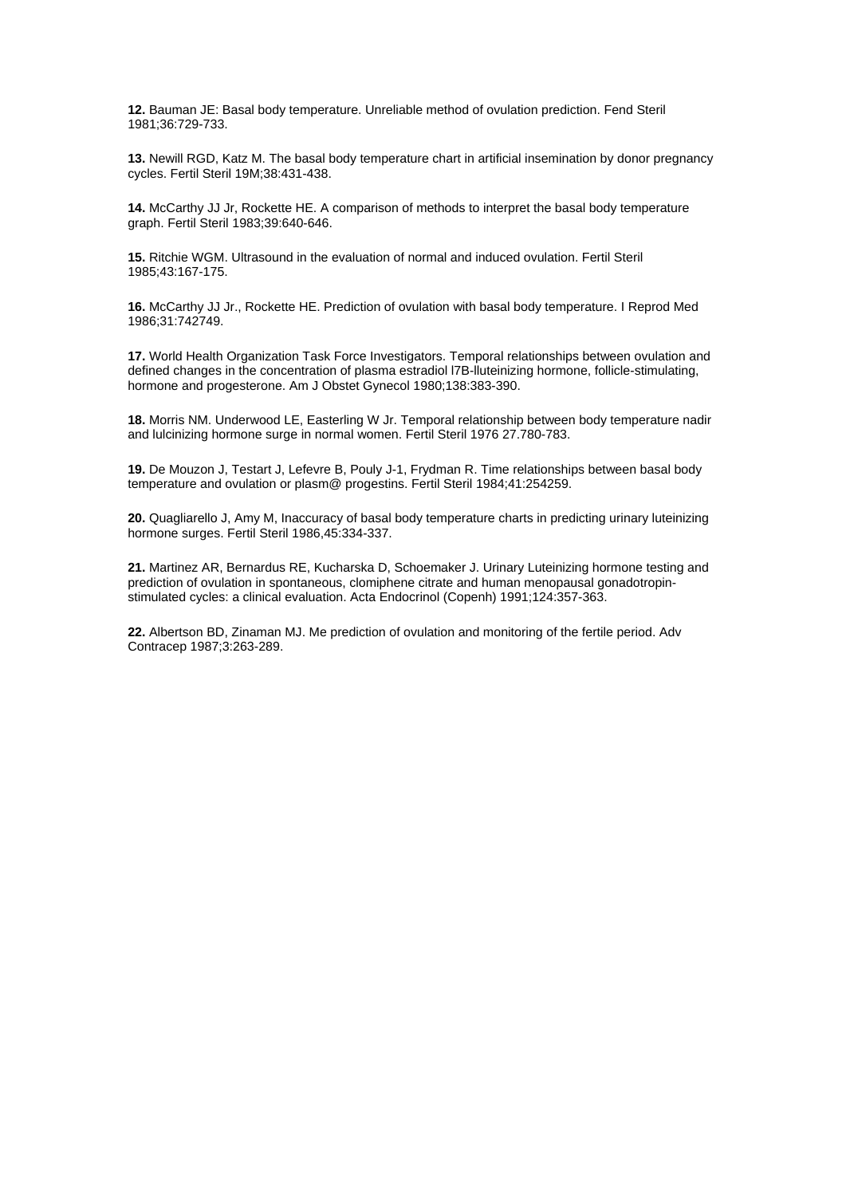**12.** Bauman JE: Basal body temperature. Unreliable method of ovulation prediction. Fend Steril 1981;36:729-733.

**13.** Newill RGD, Katz M. The basal body temperature chart in artificial insemination by donor pregnancy cycles. Fertil Steril 19M;38:431-438.

**14.** McCarthy JJ Jr, Rockette HE. A comparison of methods to interpret the basal body temperature graph. Fertil Steril 1983;39:640-646.

**15.** Ritchie WGM. Ultrasound in the evaluation of normal and induced ovulation. Fertil Steril 1985;43:167-175.

**16.** McCarthy JJ Jr., Rockette HE. Prediction of ovulation with basal body temperature. I Reprod Med 1986;31:742749.

**17.** World Health Organization Task Force Investigators. Temporal relationships between ovulation and defined changes in the concentration of plasma estradiol l7B-lluteinizing hormone, follicle-stimulating, hormone and progesterone. Am J Obstet Gynecol 1980;138:383-390.

**18.** Morris NM. Underwood LE, Easterling W Jr. Temporal relationship between body temperature nadir and lulcinizing hormone surge in normal women. Fertil Steril 1976 27.780-783.

**19.** De Mouzon J, Testart J, Lefevre B, Pouly J-1, Frydman R. Time relationships between basal body temperature and ovulation or plasm@ progestins. Fertil Steril 1984;41:254259.

**20.** Quagliarello J, Amy M, Inaccuracy of basal body temperature charts in predicting urinary luteinizing hormone surges. Fertil Steril 1986,45:334-337.

**21.** Martinez AR, Bernardus RE, Kucharska D, Schoemaker J. Urinary Luteinizing hormone testing and prediction of ovulation in spontaneous, clomiphene citrate and human menopausal gonadotropin-stimulated cycles: a clinical evaluation. Acta Endocrinol (Copenh) 1991;124:357-363.

**22.** Albertson BD, Zinaman MJ. Me prediction of ovulation and monitoring of the fertile period. Adv Contracep 1987;3:263-289.